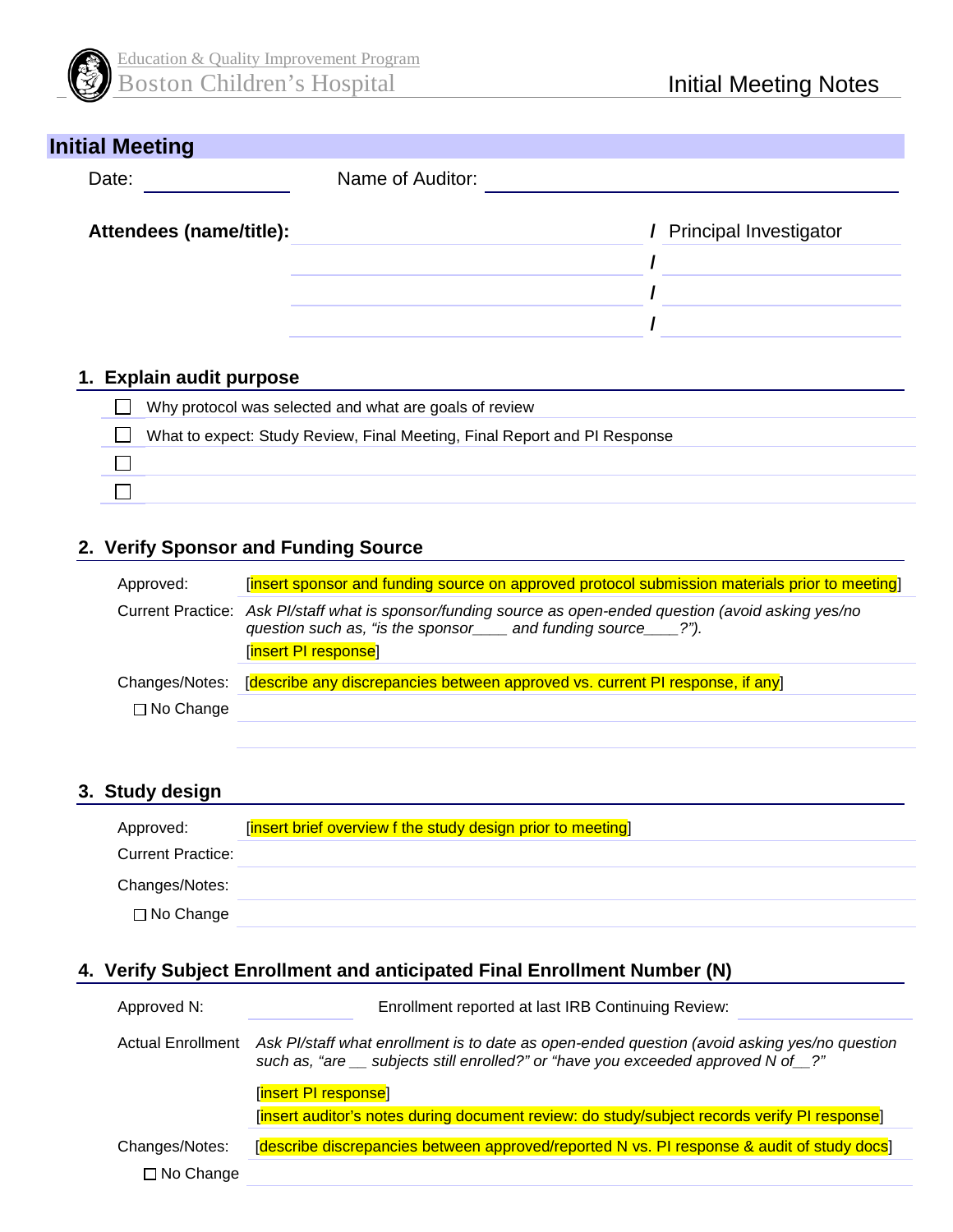Education & Quality Improvement Program
Boston Children's Hospital

Initial Meeting Notes

## Initial Meeting

Date: ______________ Name of Auditor: ______________________________

**Attendees (name/title):**

| Name | | Title |
|---|---|---|
| | / | Principal Investigator |
| | / | |
| | / | |
| | / | |

### 1. Explain audit purpose

- ☐ Why protocol was selected and what are goals of review
- ☐ What to expect: Study Review, Final Meeting, Final Report and PI Response
- ☐
- ☐

### 2. Verify Sponsor and Funding Source

Approved: [insert sponsor and funding source on approved protocol submission materials prior to meeting]

Current Practice: *Ask PI/staff what is sponsor/funding source as open-ended question (avoid asking yes/no question such as, "is the sponsor____ and funding source____?").*

[insert PI response]

Changes/Notes: [describe any discrepancies between approved vs. current PI response, if any]

☐ No Change

### 3. Study design

Approved: [insert brief overview f the study design prior to meeting]

Current Practice:

Changes/Notes:

☐ No Change

### 4. Verify Subject Enrollment and anticipated Final Enrollment Number (N)

Approved N: __________ Enrollment reported at last IRB Continuing Review: __________

Actual Enrollment: *Ask PI/staff what enrollment is to date as open-ended question (avoid asking yes/no question such as, "are __ subjects still enrolled?" or "have you exceeded approved N of__?"*

[insert PI response]

[insert auditor's notes during document review: do study/subject records verify PI response]

Changes/Notes: [describe discrepancies between approved/reported N vs. PI response & audit of study docs]

☐ No Change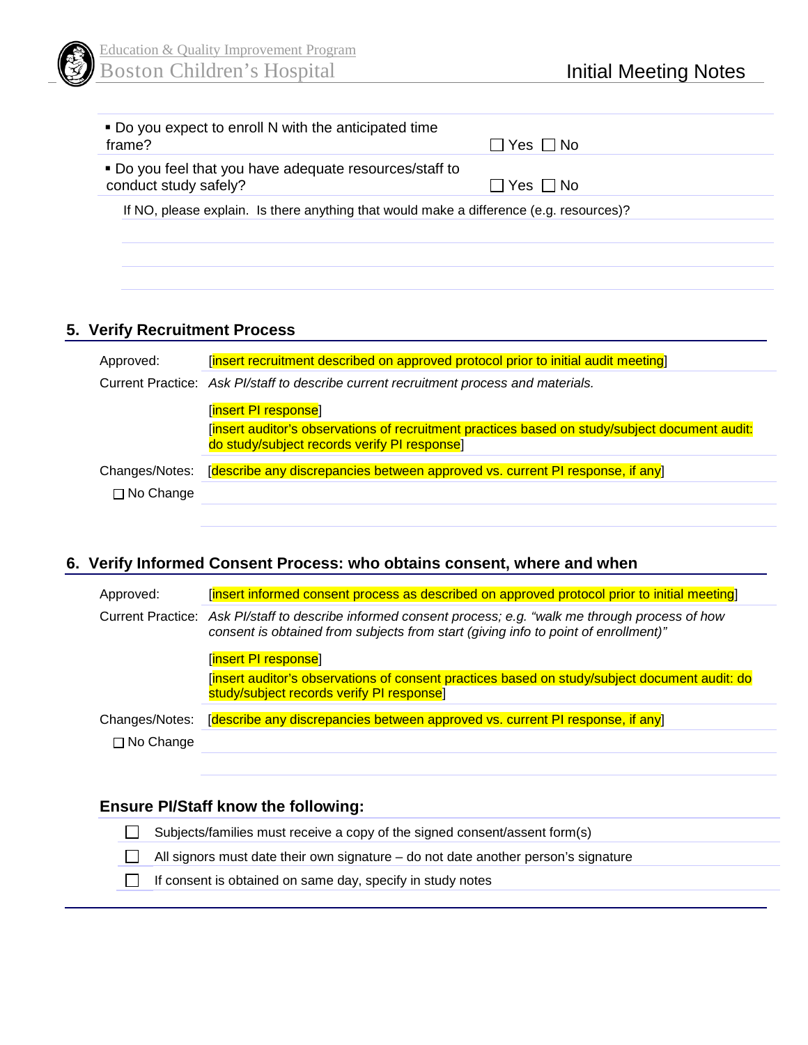| | |
|---|---|
| ▪ Do you expect to enroll N with the anticipated time frame? | ☐ Yes ☐ No |
| ▪ Do you feel that you have adequate resources/staff to conduct study safely? | ☐ Yes ☐ No |

If NO, please explain. Is there anything that would make a difference (e.g. resources)?

## 5. Verify Recruitment Process

| | |
|---|---|
| Approved: | [insert recruitment described on approved protocol prior to initial audit meeting] |
| Current Practice: | *Ask PI/staff to describe current recruitment process and materials.*<br>[insert PI response]<br>[insert auditor's observations of recruitment practices based on study/subject document audit: do study/subject records verify PI response] |
| Changes/Notes: | [describe any discrepancies between approved vs. current PI response, if any] |
| ☐ No Change | |

## 6. Verify Informed Consent Process: who obtains consent, where and when

| | |
|---|---|
| Approved: | [insert informed consent process as described on approved protocol prior to initial meeting] |
| Current Practice: | *Ask PI/staff to describe informed consent process; e.g. "walk me through process of how consent is obtained from subjects from start (giving info to point of enrollment)"*<br>[insert PI response]<br>[insert auditor's observations of consent practices based on study/subject document audit: do study/subject records verify PI response] |
| Changes/Notes: | [describe any discrepancies between approved vs. current PI response, if any] |
| ☐ No Change | |

### Ensure PI/Staff know the following:

- ☐ Subjects/families must receive a copy of the signed consent/assent form(s)
- ☐ All signors must date their own signature – do not date another person's signature
- ☐ If consent is obtained on same day, specify in study notes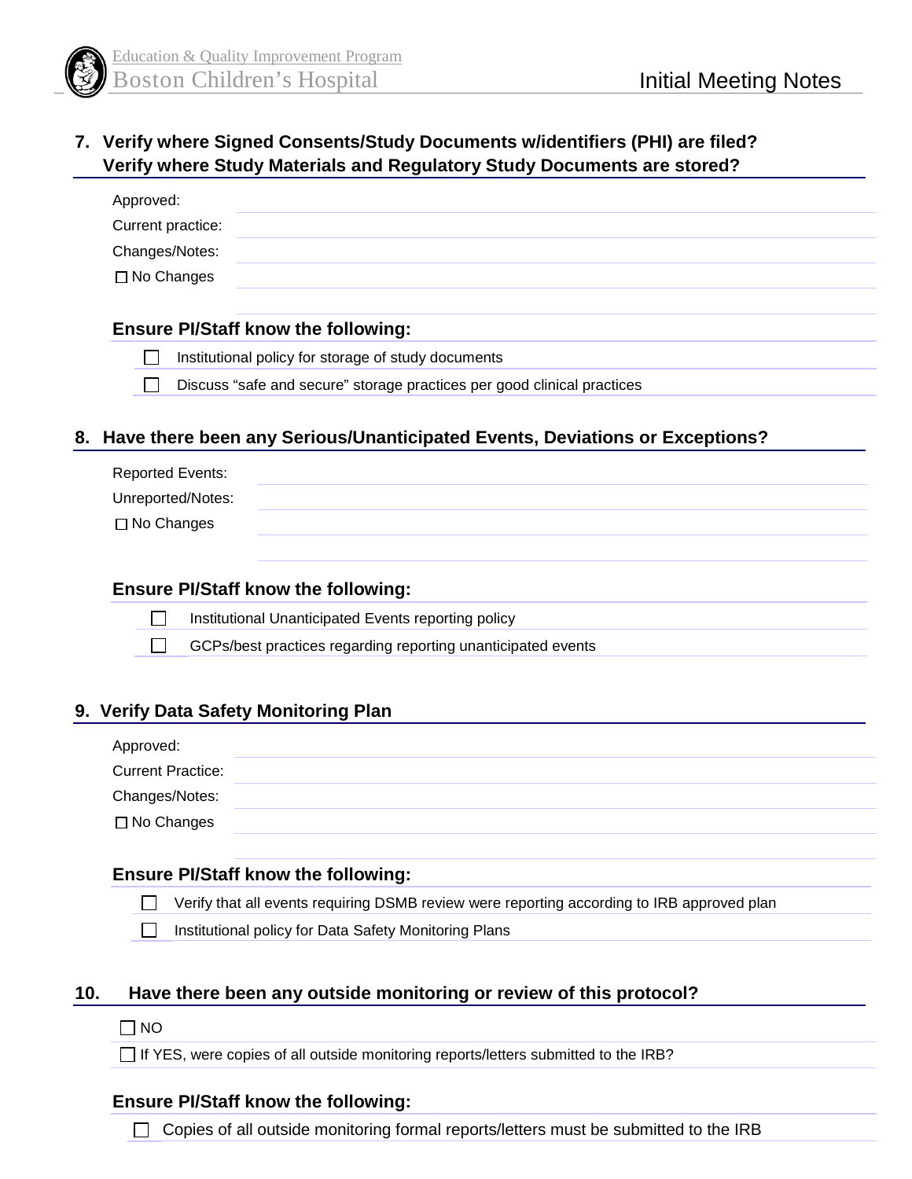## 7. Verify where Signed Consents/Study Documents w/identifiers (PHI) are filed? Verify where Study Materials and Regulatory Study Documents are stored?

Approved:

Current practice:

Changes/Notes:

☐ No Changes

### Ensure PI/Staff know the following:

- ☐ Institutional policy for storage of study documents
- ☐ Discuss "safe and secure" storage practices per good clinical practices

## 8. Have there been any Serious/Unanticipated Events, Deviations or Exceptions?

Reported Events:

Unreported/Notes:

☐ No Changes

### Ensure PI/Staff know the following:

- ☐ Institutional Unanticipated Events reporting policy
- ☐ GCPs/best practices regarding reporting unanticipated events

## 9. Verify Data Safety Monitoring Plan

Approved:

Current Practice:

Changes/Notes:

☐ No Changes

### Ensure PI/Staff know the following:

- ☐ Verify that all events requiring DSMB review were reporting according to IRB approved plan
- ☐ Institutional policy for Data Safety Monitoring Plans

## 10. Have there been any outside monitoring or review of this protocol?

☐ NO

☐ If YES, were copies of all outside monitoring reports/letters submitted to the IRB?

### Ensure PI/Staff know the following:

- ☐ Copies of all outside monitoring formal reports/letters must be submitted to the IRB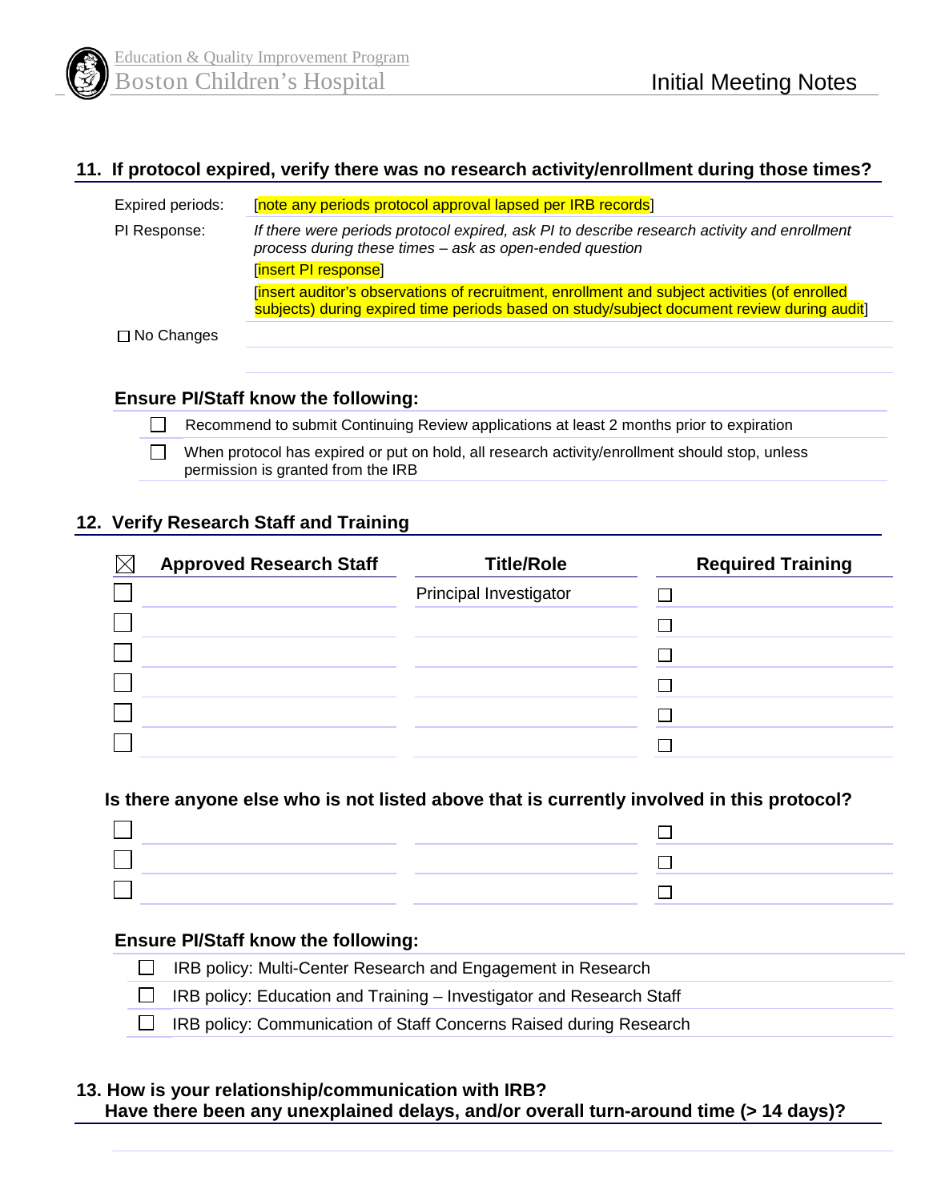## 11. If protocol expired, verify there was no research activity/enrollment during those times?

Expired periods: [note any periods protocol approval lapsed per IRB records]

PI Response: *If there were periods protocol expired, ask PI to describe research activity and enrollment process during these times – ask as open-ended question*

[insert PI response]

[insert auditor's observations of recruitment, enrollment and subject activities (of enrolled subjects) during expired time periods based on study/subject document review during audit]

☐ No Changes

### Ensure PI/Staff know the following:

- ☐ Recommend to submit Continuing Review applications at least 2 months prior to expiration
- ☐ When protocol has expired or put on hold, all research activity/enrollment should stop, unless permission is granted from the IRB

## 12. Verify Research Staff and Training

| ☒ | Approved Research Staff | Title/Role | Required Training |
|---|---|---|---|
| ☐ | | Principal Investigator | ☐ |
| ☐ | | | ☐ |
| ☐ | | | ☐ |
| ☐ | | | ☐ |
| ☐ | | | ☐ |
| ☐ | | | ☐ |

**Is there anyone else who is not listed above that is currently involved in this protocol?**

| ☐ | | | ☐ |
|---|---|---|---|
| ☐ | | | ☐ |
| ☐ | | | ☐ |

### Ensure PI/Staff know the following:

- ☐ IRB policy: Multi-Center Research and Engagement in Research
- ☐ IRB policy: Education and Training – Investigator and Research Staff
- ☐ IRB policy: Communication of Staff Concerns Raised during Research

## 13. How is your relationship/communication with IRB? Have there been any unexplained delays, and/or overall turn-around time (> 14 days)?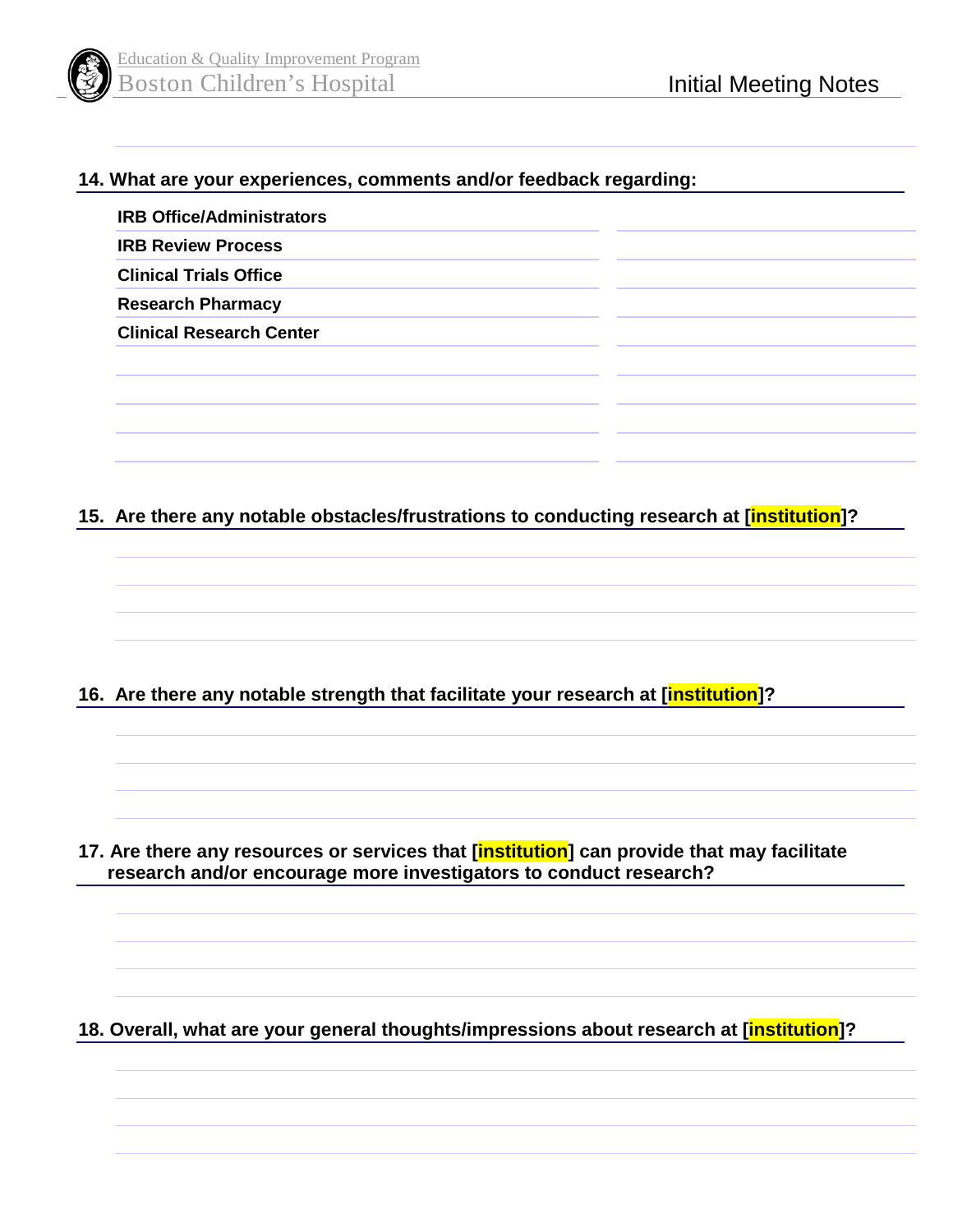**14. What are your experiences, comments and/or feedback regarding:**

**IRB Office/Administrators**

**IRB Review Process**

**Clinical Trials Office**

**Research Pharmacy**

**Clinical Research Center**

**15. Are there any notable obstacles/frustrations to conducting research at [institution]?**

**16. Are there any notable strength that facilitate your research at [institution]?**

**17. Are there any resources or services that [institution] can provide that may facilitate research and/or encourage more investigators to conduct research?**

**18. Overall, what are your general thoughts/impressions about research at [institution]?**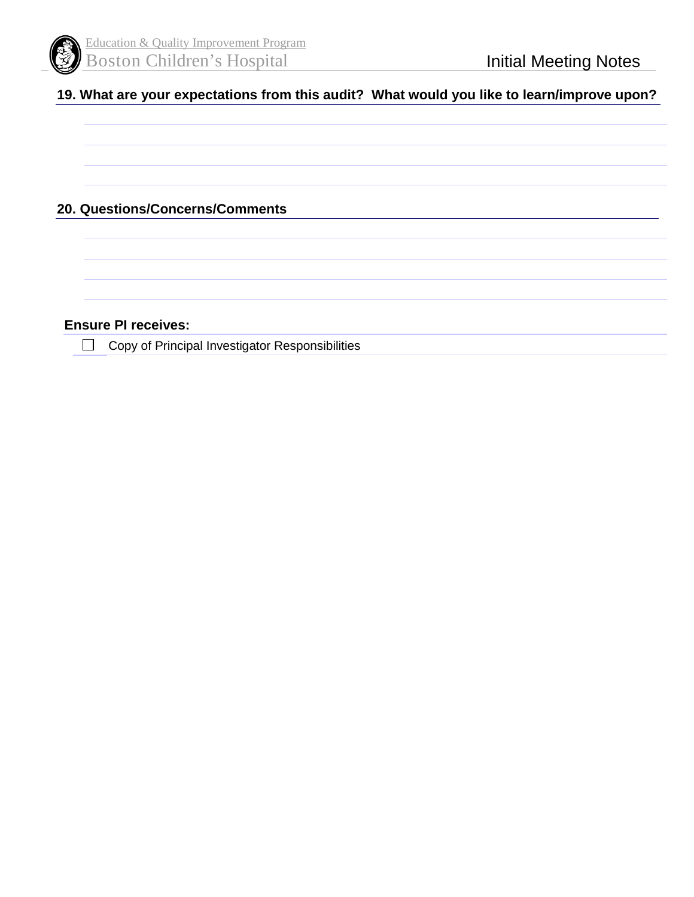## 19. What are your expectations from this audit? What would you like to learn/improve upon?

## 20. Questions/Concerns/Comments

**Ensure PI receives:**

- ☐ Copy of Principal Investigator Responsibilities